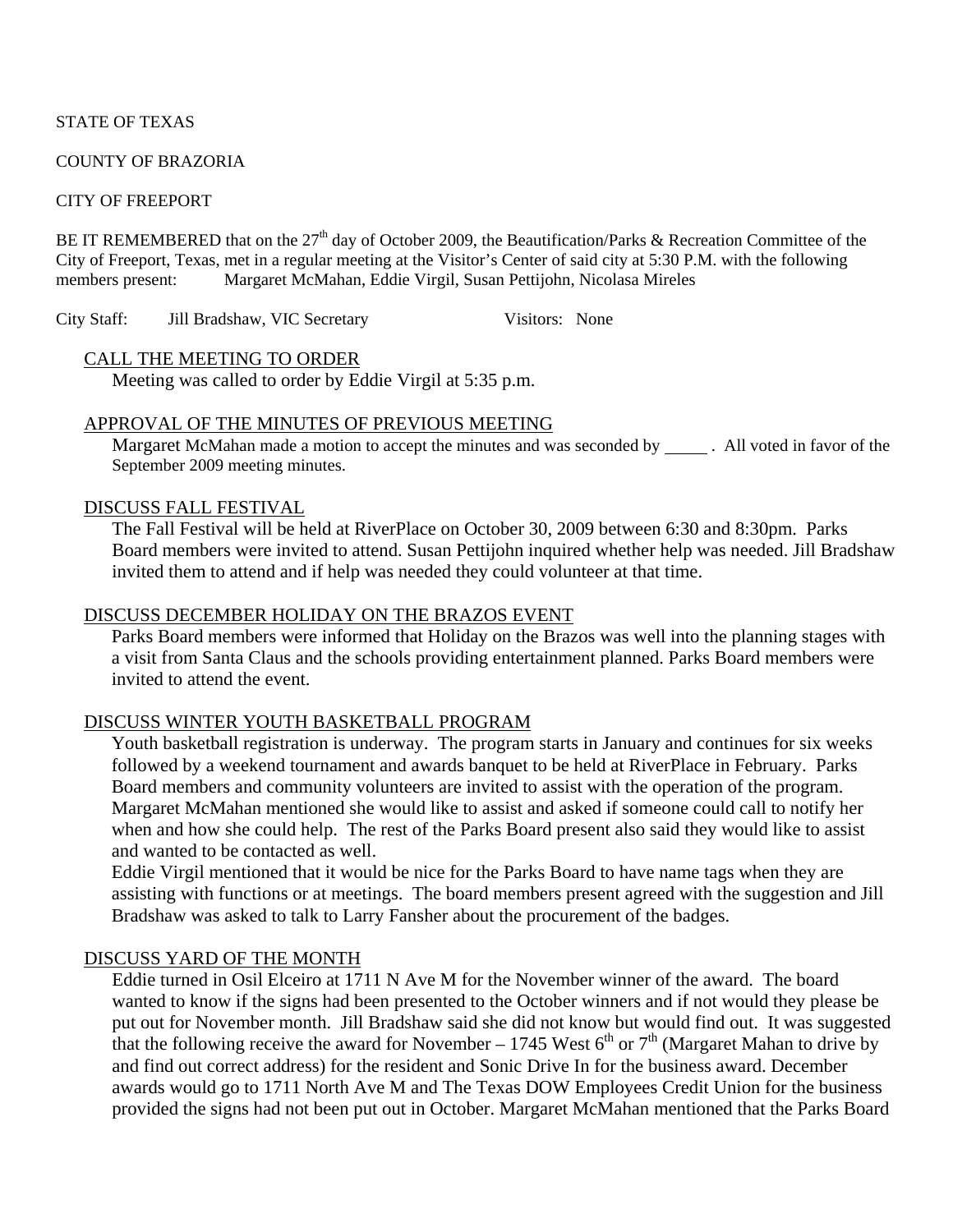STATE OF TEXAS

COUNTY OF BRAZORIA

CITY OF FREEPORT

BE IT REMEMBERED that on the 27th day of October 2009, the Beautification/Parks & Recreation Committee of the City of Freeport, Texas, met in a regular meeting at the Visitor's Center of said city at 5:30 P.M. with the following members present: Margaret McMahan, Eddie Virgil, Susan Pettijohn, Nicolasa Mireles

City Staff: Jill Bradshaw, VIC Secretary          Visitors: None

CALL THE MEETING TO ORDER

Meeting was called to order by Eddie Virgil at 5:35 p.m.

APPROVAL OF THE MINUTES OF PREVIOUS MEETING

Margaret McMahan made a motion to accept the minutes and was seconded by _____ . All voted in favor of the September 2009 meeting minutes.

DISCUSS FALL FESTIVAL

The Fall Festival will be held at RiverPlace on October 30, 2009 between 6:30 and 8:30pm. Parks Board members were invited to attend. Susan Pettijohn inquired whether help was needed. Jill Bradshaw invited them to attend and if help was needed they could volunteer at that time.

DISCUSS DECEMBER HOLIDAY ON THE BRAZOS EVENT

Parks Board members were informed that Holiday on the Brazos was well into the planning stages with a visit from Santa Claus and the schools providing entertainment planned. Parks Board members were invited to attend the event.

DISCUSS WINTER YOUTH BASKETBALL PROGRAM

Youth basketball registration is underway. The program starts in January and continues for six weeks followed by a weekend tournament and awards banquet to be held at RiverPlace in February. Parks Board members and community volunteers are invited to assist with the operation of the program. Margaret McMahan mentioned she would like to assist and asked if someone could call to notify her when and how she could help. The rest of the Parks Board present also said they would like to assist and wanted to be contacted as well.

Eddie Virgil mentioned that it would be nice for the Parks Board to have name tags when they are assisting with functions or at meetings. The board members present agreed with the suggestion and Jill Bradshaw was asked to talk to Larry Fansher about the procurement of the badges.

DISCUSS YARD OF THE MONTH

Eddie turned in Osil Elceiro at 1711 N Ave M for the November winner of the award. The board wanted to know if the signs had been presented to the October winners and if not would they please be put out for November month. Jill Bradshaw said she did not know but would find out. It was suggested that the following receive the award for November – 1745 West 6th or 7th (Margaret Mahan to drive by and find out correct address) for the resident and Sonic Drive In for the business award. December awards would go to 1711 North Ave M and The Texas DOW Employees Credit Union for the business provided the signs had not been put out in October. Margaret McMahan mentioned that the Parks Board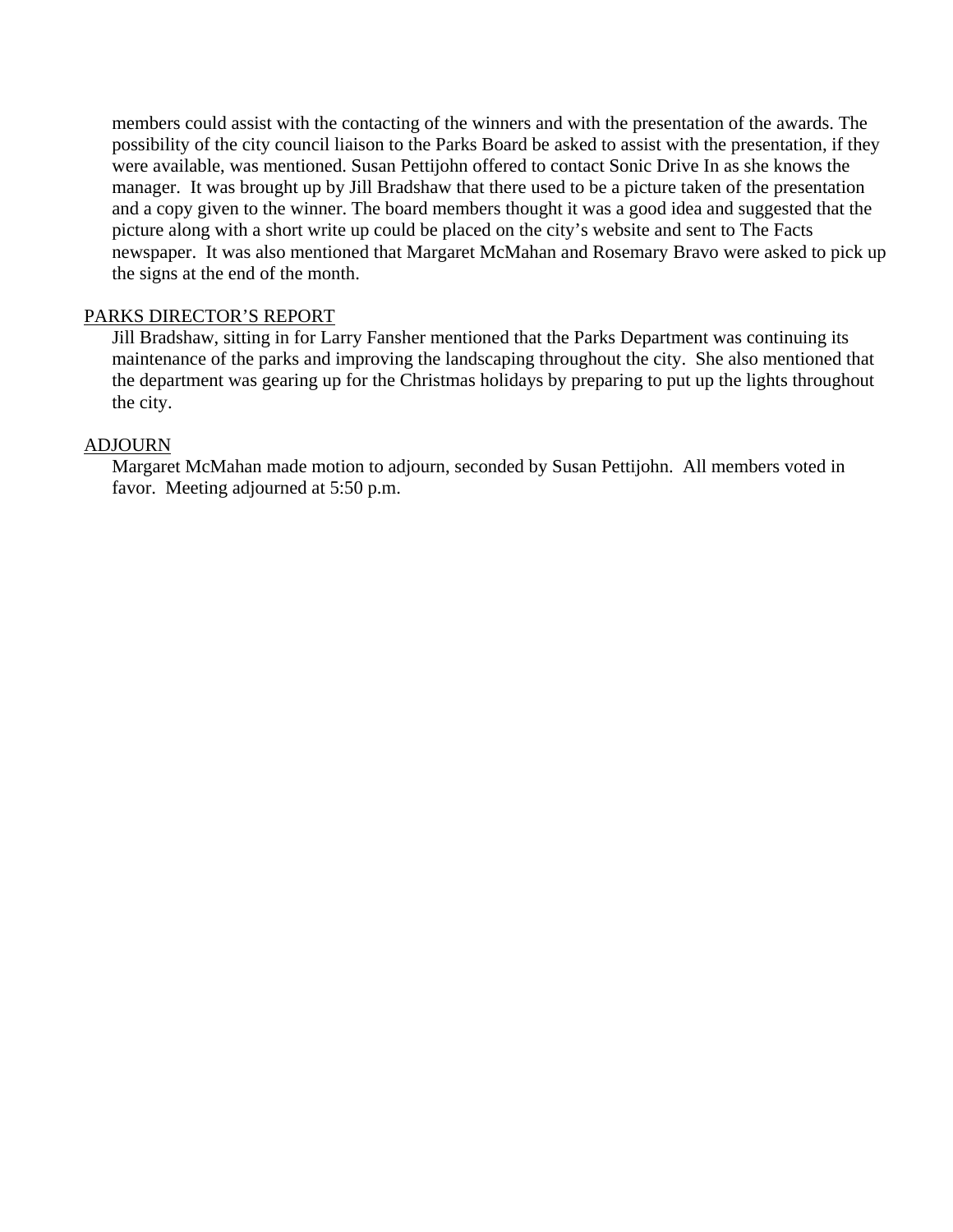members could assist with the contacting of the winners and with the presentation of the awards. The possibility of the city council liaison to the Parks Board be asked to assist with the presentation, if they were available, was mentioned. Susan Pettijohn offered to contact Sonic Drive In as she knows the manager. It was brought up by Jill Bradshaw that there used to be a picture taken of the presentation and a copy given to the winner. The board members thought it was a good idea and suggested that the picture along with a short write up could be placed on the city's website and sent to The Facts newspaper. It was also mentioned that Margaret McMahan and Rosemary Bravo were asked to pick up the signs at the end of the month.

PARKS DIRECTOR'S REPORT

Jill Bradshaw, sitting in for Larry Fansher mentioned that the Parks Department was continuing its maintenance of the parks and improving the landscaping throughout the city. She also mentioned that the department was gearing up for the Christmas holidays by preparing to put up the lights throughout the city.

ADJOURN

Margaret McMahan made motion to adjourn, seconded by Susan Pettijohn. All members voted in favor. Meeting adjourned at 5:50 p.m.